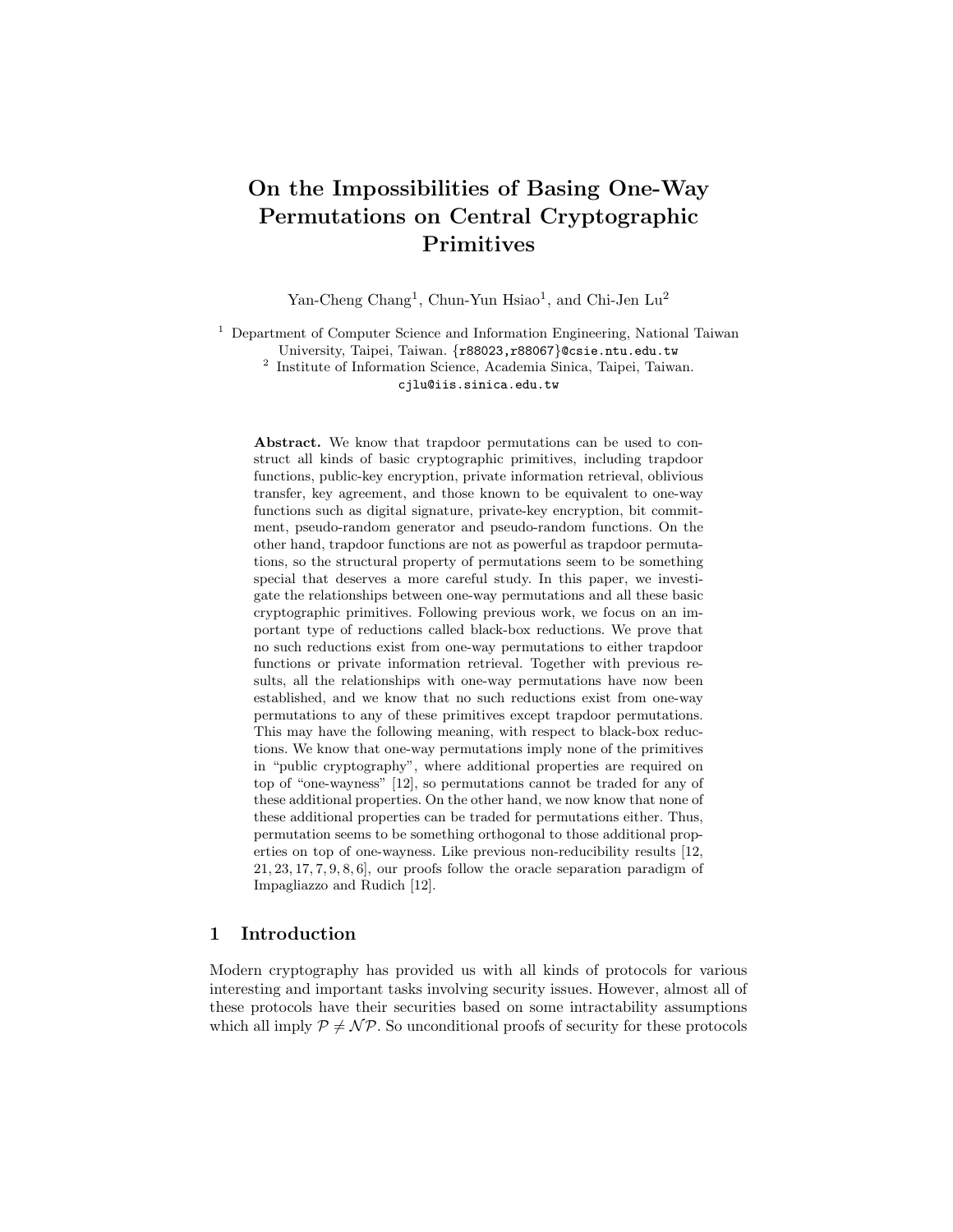# On the Impossibilities of Basing One-Way Permutations on Central Cryptographic Primitives

Yan-Cheng Chang[1], Chun-Yun Hsiao[1], and Chi-Jen Lu[2]

[1] Department of Computer Science and Information Engineering, National Taiwan University, Taipei, Taiwan. {r88023,r88067}@csie.ntu.edu.tw

[2] Institute of Information Science, Academia Sinica, Taipei, Taiwan. cjlu@iis.sinica.edu.tw

**Abstract.** We know that trapdoor permutations can be used to construct all kinds of basic cryptographic primitives, including trapdoor functions, public-key encryption, private information retrieval, oblivious transfer, key agreement, and those known to be equivalent to one-way functions such as digital signature, private-key encryption, bit commitment, pseudo-random generator and pseudo-random functions. On the other hand, trapdoor functions are not as powerful as trapdoor permutations, so the structural property of permutations seem to be something special that deserves a more careful study. In this paper, we investigate the relationships between one-way permutations and all these basic cryptographic primitives. Following previous work, we focus on an important type of reductions called black-box reductions. We prove that no such reductions exist from one-way permutations to either trapdoor functions or private information retrieval. Together with previous results, all the relationships with one-way permutations have now been established, and we know that no such reductions exist from one-way permutations to any of these primitives except trapdoor permutations. This may have the following meaning, with respect to black-box reductions. We know that one-way permutations imply none of the primitives in "public cryptography", where additional properties are required on top of "one-wayness" [12], so permutations cannot be traded for any of these additional properties. On the other hand, we now know that none of these additional properties can be traded for permutations either. Thus, permutation seems to be something orthogonal to those additional properties on top of one-wayness. Like previous non-reducibility results [12, 21, 23, 17, 7, 9, 8, 6], our proofs follow the oracle separation paradigm of Impagliazzo and Rudich [12].

## 1 Introduction

Modern cryptography has provided us with all kinds of protocols for various interesting and important tasks involving security issues. However, almost all of these protocols have their securities based on some intractability assumptions which all imply $\mathcal{P} \neq \mathcal{NP}$. So unconditional proofs of security for these protocols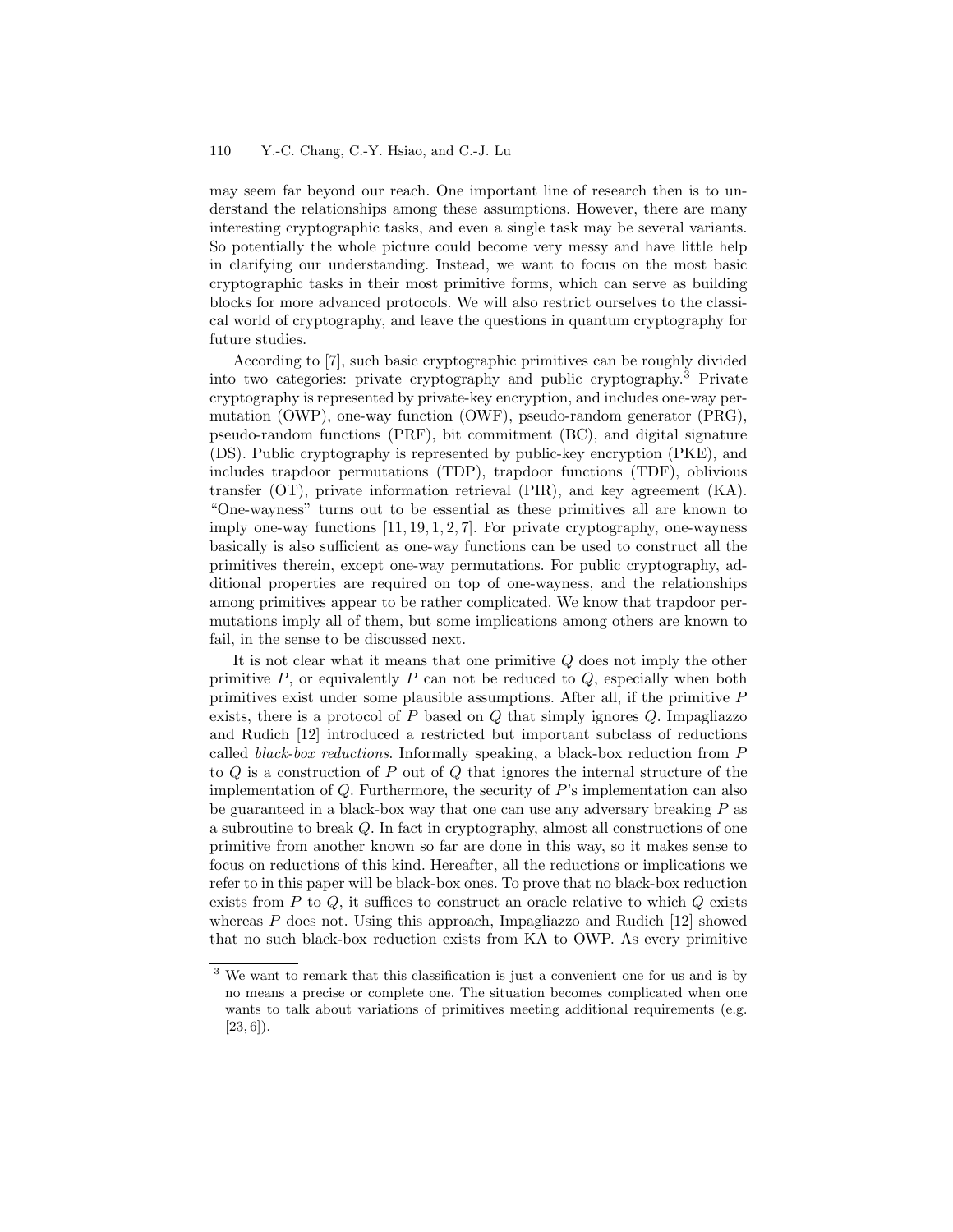may seem far beyond our reach. One important line of research then is to understand the relationships among these assumptions. However, there are many interesting cryptographic tasks, and even a single task may be several variants. So potentially the whole picture could become very messy and have little help in clarifying our understanding. Instead, we want to focus on the most basic cryptographic tasks in their most primitive forms, which can serve as building blocks for more advanced protocols. We will also restrict ourselves to the classical world of cryptography, and leave the questions in quantum cryptography for future studies.

According to [7], such basic cryptographic primitives can be roughly divided into two categories: private cryptography and public cryptography.[3] Private cryptography is represented by private-key encryption, and includes one-way permutation (OWP), one-way function (OWF), pseudo-random generator (PRG), pseudo-random functions (PRF), bit commitment (BC), and digital signature (DS). Public cryptography is represented by public-key encryption (PKE), and includes trapdoor permutations (TDP), trapdoor functions (TDF), oblivious transfer (OT), private information retrieval (PIR), and key agreement (KA). "One-wayness" turns out to be essential as these primitives all are known to imply one-way functions [11, 19, 1, 2, 7]. For private cryptography, one-wayness basically is also sufficient as one-way functions can be used to construct all the primitives therein, except one-way permutations. For public cryptography, additional properties are required on top of one-wayness, and the relationships among primitives appear to be rather complicated. We know that trapdoor permutations imply all of them, but some implications among others are known to fail, in the sense to be discussed next.

It is not clear what it means that one primitive $Q$ does not imply the other primitive $P$, or equivalently $P$ can not be reduced to $Q$, especially when both primitives exist under some plausible assumptions. After all, if the primitive $P$ exists, there is a protocol of $P$ based on $Q$ that simply ignores $Q$. Impagliazzo and Rudich [12] introduced a restricted but important subclass of reductions called *black-box reductions*. Informally speaking, a black-box reduction from $P$ to $Q$ is a construction of $P$ out of $Q$ that ignores the internal structure of the implementation of $Q$. Furthermore, the security of $P$'s implementation can also be guaranteed in a black-box way that one can use any adversary breaking $P$ as a subroutine to break $Q$. In fact in cryptography, almost all constructions of one primitive from another known so far are done in this way, so it makes sense to focus on reductions of this kind. Hereafter, all the reductions or implications we refer to in this paper will be black-box ones. To prove that no black-box reduction exists from $P$ to $Q$, it suffices to construct an oracle relative to which $Q$ exists whereas $P$ does not. Using this approach, Impagliazzo and Rudich [12] showed that no such black-box reduction exists from KA to OWP. As every primitive

[3] We want to remark that this classification is just a convenient one for us and is by no means a precise or complete one. The situation becomes complicated when one wants to talk about variations of primitives meeting additional requirements (e.g. [23, 6]).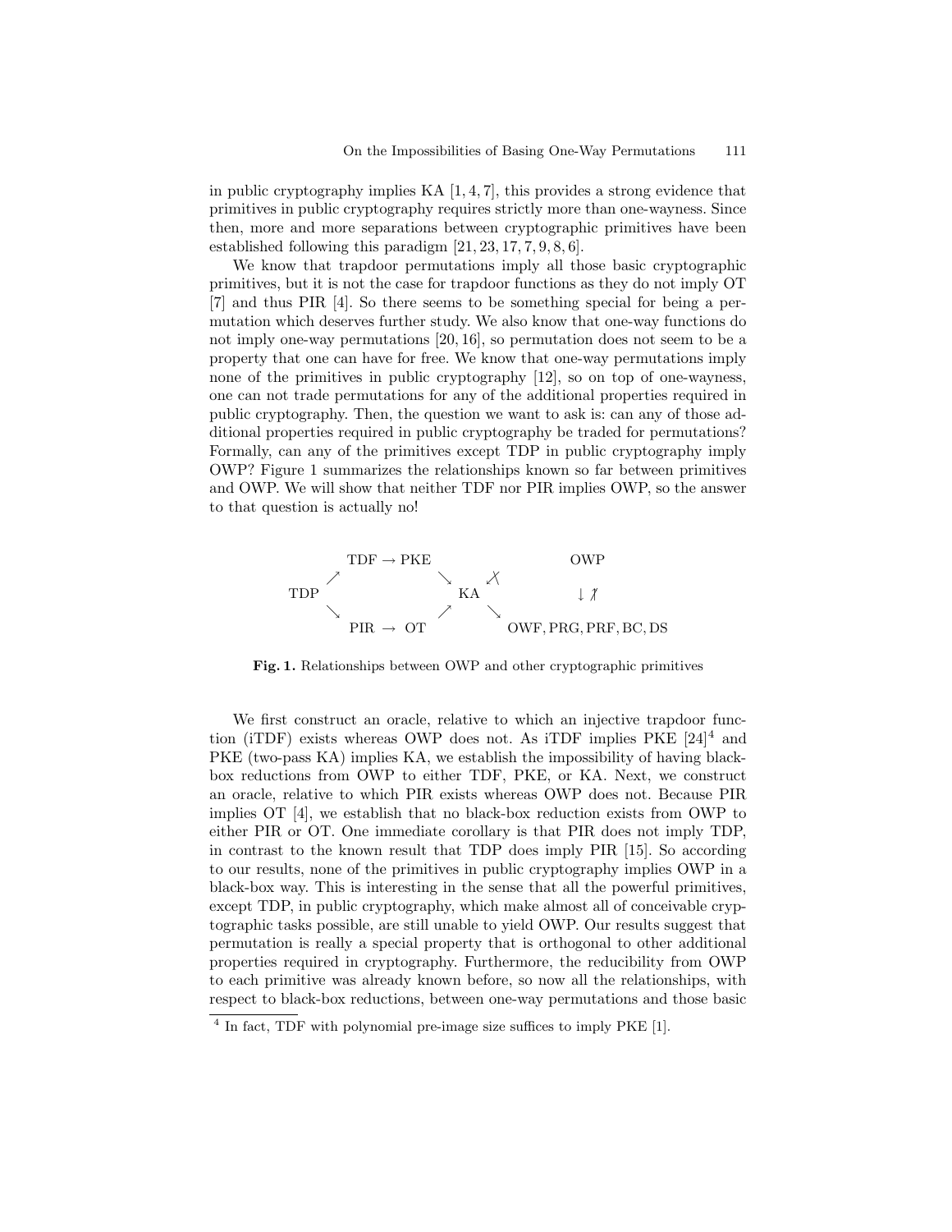in public cryptography implies KA [1, 4, 7], this provides a strong evidence that primitives in public cryptography requires strictly more than one-wayness. Since then, more and more separations between cryptographic primitives have been established following this paradigm [21, 23, 17, 7, 9, 8, 6].

We know that trapdoor permutations imply all those basic cryptographic primitives, but it is not the case for trapdoor functions as they do not imply OT [7] and thus PIR [4]. So there seems to be something special for being a permutation which deserves further study. We also know that one-way functions do not imply one-way permutations [20, 16], so permutation does not seem to be a property that one can have for free. We know that one-way permutations imply none of the primitives in public cryptography [12], so on top of one-wayness, one can not trade permutations for any of the additional properties required in public cryptography. Then, the question we want to ask is: can any of those additional properties required in public cryptography be traded for permutations? Formally, can any of the primitives except TDP in public cryptography imply OWP? Figure 1 summarizes the relationships known so far between primitives and OWP. We will show that neither TDF nor PIR implies OWP, so the answer to that question is actually no!

TDF → PKE
OWP
TDP
KA
↓ ↑̸
PIR → OT
OWF, PRG, PRF, BC, DS

**Fig. 1.** Relationships between OWP and other cryptographic primitives

We first construct an oracle, relative to which an injective trapdoor function (iTDF) exists whereas OWP does not. As iTDF implies PKE [24][4] and PKE (two-pass KA) implies KA, we establish the impossibility of having black-box reductions from OWP to either TDF, PKE, or KA. Next, we construct an oracle, relative to which PIR exists whereas OWP does not. Because PIR implies OT [4], we establish that no black-box reduction exists from OWP to either PIR or OT. One immediate corollary is that PIR does not imply TDP, in contrast to the known result that TDP does imply PIR [15]. So according to our results, none of the primitives in public cryptography implies OWP in a black-box way. This is interesting in the sense that all the powerful primitives, except TDP, in public cryptography, which make almost all of conceivable cryptographic tasks possible, are still unable to yield OWP. Our results suggest that permutation is really a special property that is orthogonal to other additional properties required in cryptography. Furthermore, the reducibility from OWP to each primitive was already known before, so now all the relationships, with respect to black-box reductions, between one-way permutations and those basic

[4] In fact, TDF with polynomial pre-image size suffices to imply PKE [1].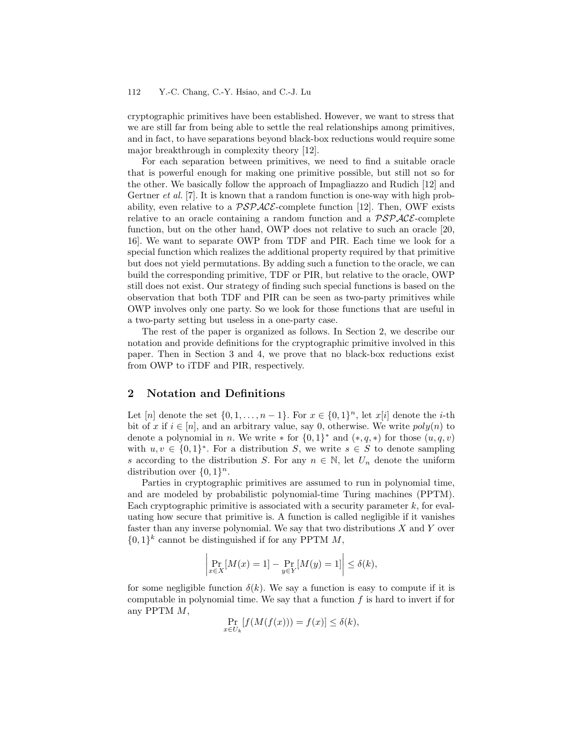cryptographic primitives have been established. However, we want to stress that we are still far from being able to settle the real relationships among primitives, and in fact, to have separations beyond black-box reductions would require some major breakthrough in complexity theory [12].

For each separation between primitives, we need to find a suitable oracle that is powerful enough for making one primitive possible, but still not so for the other. We basically follow the approach of Impagliazzo and Rudich [12] and Gertner *et al.* [7]. It is known that a random function is one-way with high probability, even relative to a $\mathcal{PSPACE}$-complete function [12]. Then, OWF exists relative to an oracle containing a random function and a $\mathcal{PSPACE}$-complete function, but on the other hand, OWP does not relative to such an oracle [20, 16]. We want to separate OWP from TDF and PIR. Each time we look for a special function which realizes the additional property required by that primitive but does not yield permutations. By adding such a function to the oracle, we can build the corresponding primitive, TDF or PIR, but relative to the oracle, OWP still does not exist. Our strategy of finding such special functions is based on the observation that both TDF and PIR can be seen as two-party primitives while OWP involves only one party. So we look for those functions that are useful in a two-party setting but useless in a one-party case.

The rest of the paper is organized as follows. In Section 2, we describe our notation and provide definitions for the cryptographic primitive involved in this paper. Then in Section 3 and 4, we prove that no black-box reductions exist from OWP to iTDF and PIR, respectively.

## 2 Notation and Definitions

Let $[n]$ denote the set $\{0, 1, \ldots, n-1\}$. For $x \in \{0,1\}^n$, let $x[i]$ denote the $i$-th bit of $x$ if $i \in [n]$, and an arbitrary value, say 0, otherwise. We write $poly(n)$ to denote a polynomial in $n$. We write $*$ for $\{0,1\}^*$ and $(*, q, *)$ for those $(u, q, v)$ with $u, v \in \{0,1\}^*$. For a distribution $S$, we write $s \in S$ to denote sampling $s$ according to the distribution $S$. For any $n \in \mathbb{N}$, let $U_n$ denote the uniform distribution over $\{0,1\}^n$.

Parties in cryptographic primitives are assumed to run in polynomial time, and are modeled by probabilistic polynomial-time Turing machines (PPTM). Each cryptographic primitive is associated with a security parameter $k$, for evaluating how secure that primitive is. A function is called negligible if it vanishes faster than any inverse polynomial. We say that two distributions $X$ and $Y$ over $\{0,1\}^k$ cannot be distinguished if for any PPTM $M$,

$$\left| \Pr_{x \in X}[M(x) = 1] - \Pr_{y \in Y}[M(y) = 1] \right| \leq \delta(k),$$

for some negligible function $\delta(k)$. We say a function is easy to compute if it is computable in polynomial time. We say that a function $f$ is hard to invert if for any PPTM $M$,

$$\Pr_{x \in U_k}[f(M(f(x))) = f(x)] \leq \delta(k),$$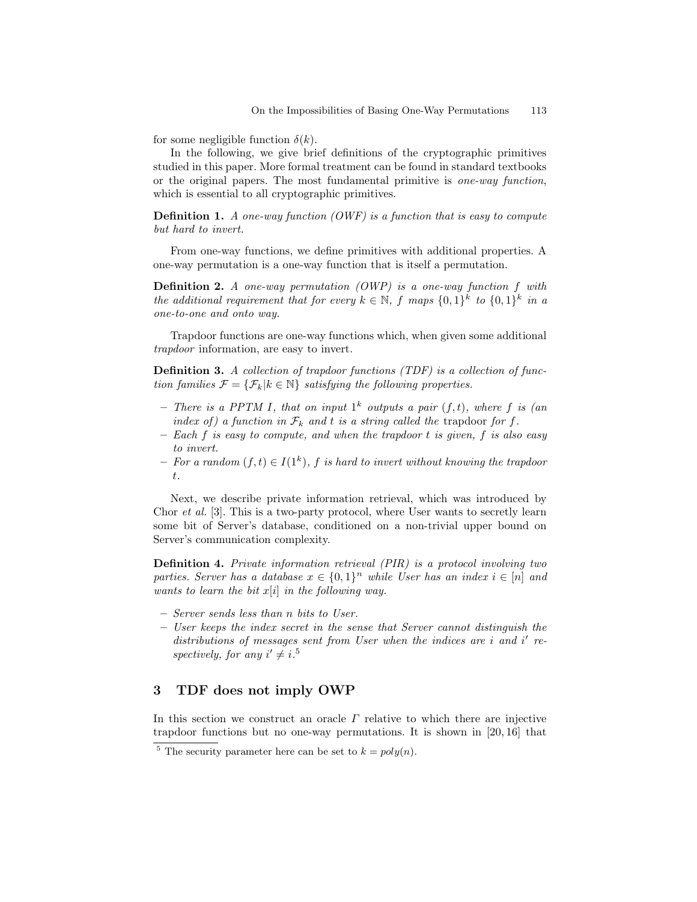for some negligible function $\delta(k)$.

In the following, we give brief definitions of the cryptographic primitives studied in this paper. More formal treatment can be found in standard textbooks or the original papers. The most fundamental primitive is *one-way function*, which is essential to all cryptographic primitives.

**Definition 1.** *A one-way function (OWF) is a function that is easy to compute but hard to invert.*

From one-way functions, we define primitives with additional properties. A one-way permutation is a one-way function that is itself a permutation.

**Definition 2.** *A one-way permutation (OWP) is a one-way function $f$ with the additional requirement that for every $k \in \mathbb{N}$, $f$ maps $\{0,1\}^k$ to $\{0,1\}^k$ in a one-to-one and onto way.*

Trapdoor functions are one-way functions which, when given some additional *trapdoor* information, are easy to invert.

**Definition 3.** *A collection of trapdoor functions (TDF) is a collection of function families $\mathcal{F} = \{\mathcal{F}_k | k \in \mathbb{N}\}$ satisfying the following properties.*

- *There is a PPTM $I$, that on input $1^k$ outputs a pair $(f, t)$, where $f$ is (an index of) a function in $\mathcal{F}_k$ and $t$ is a string called the* trapdoor *for $f$.*
- *Each $f$ is easy to compute, and when the trapdoor $t$ is given, $f$ is also easy to invert.*
- *For a random $(f, t) \in I(1^k)$, $f$ is hard to invert without knowing the trapdoor $t$.*

Next, we describe private information retrieval, which was introduced by Chor *et al.* [3]. This is a two-party protocol, where User wants to secretly learn some bit of Server's database, conditioned on a non-trivial upper bound on Server's communication complexity.

**Definition 4.** *Private information retrieval (PIR) is a protocol involving two parties. Server has a database $x \in \{0,1\}^n$ while User has an index $i \in [n]$ and wants to learn the bit $x[i]$ in the following way.*

- *Server sends less than $n$ bits to User.*
- *User keeps the index secret in the sense that Server cannot distinguish the distributions of messages sent from User when the indices are $i$ and $i'$ respectively, for any $i' \neq i$.*[5]

## 3 TDF does not imply OWP

In this section we construct an oracle $\Gamma$ relative to which there are injective trapdoor functions but no one-way permutations. It is shown in [20, 16] that

[5] The security parameter here can be set to $k = poly(n)$.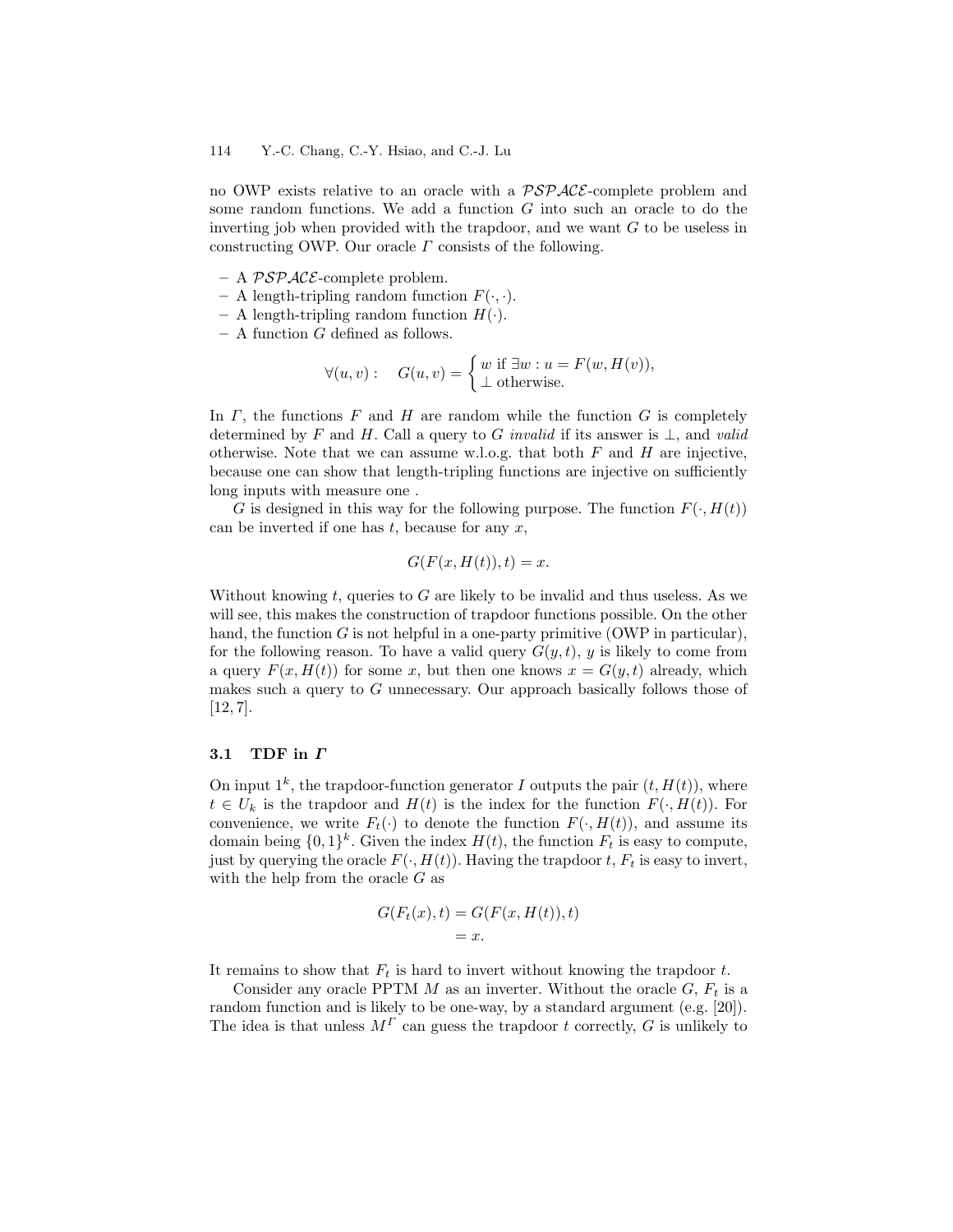no OWP exists relative to an oracle with a $\mathcal{PSPACE}$-complete problem and some random functions. We add a function $G$ into such an oracle to do the inverting job when provided with the trapdoor, and we want $G$ to be useless in constructing OWP. Our oracle $\Gamma$ consists of the following.

- A $\mathcal{PSPACE}$-complete problem.
- A length-tripling random function $F(\cdot,\cdot)$.
- A length-tripling random function $H(\cdot)$.
- A function $G$ defined as follows.

$$\forall (u,v): \quad G(u,v) = \begin{cases} w \text{ if } \exists w : u = F(w, H(v)), \\ \bot \text{ otherwise.} \end{cases}$$

In $\Gamma$, the functions $F$ and $H$ are random while the function $G$ is completely determined by $F$ and $H$. Call a query to $G$ *invalid* if its answer is $\bot$, and *valid* otherwise. Note that we can assume w.l.o.g. that both $F$ and $H$ are injective, because one can show that length-tripling functions are injective on sufficiently long inputs with measure one .

$G$ is designed in this way for the following purpose. The function $F(\cdot, H(t))$ can be inverted if one has $t$, because for any $x$,

$$G(F(x, H(t)), t) = x.$$

Without knowing $t$, queries to $G$ are likely to be invalid and thus useless. As we will see, this makes the construction of trapdoor functions possible. On the other hand, the function $G$ is not helpful in a one-party primitive (OWP in particular), for the following reason. To have a valid query $G(y,t)$, $y$ is likely to come from a query $F(x, H(t))$ for some $x$, but then one knows $x = G(y,t)$ already, which makes such a query to $G$ unnecessary. Our approach basically follows those of [12, 7].

### 3.1 TDF in $\Gamma$

On input $1^k$, the trapdoor-function generator $I$ outputs the pair $(t, H(t))$, where $t \in U_k$ is the trapdoor and $H(t)$ is the index for the function $F(\cdot, H(t))$. For convenience, we write $F_t(\cdot)$ to denote the function $F(\cdot, H(t))$, and assume its domain being $\{0,1\}^k$. Given the index $H(t)$, the function $F_t$ is easy to compute, just by querying the oracle $F(\cdot, H(t))$. Having the trapdoor $t$, $F_t$ is easy to invert, with the help from the oracle $G$ as

$$\begin{aligned} G(F_t(x), t) &= G(F(x, H(t)), t) \\ &= x. \end{aligned}$$

It remains to show that $F_t$ is hard to invert without knowing the trapdoor $t$.

Consider any oracle PPTM $M$ as an inverter. Without the oracle $G$, $F_t$ is a random function and is likely to be one-way, by a standard argument (e.g. [20]). The idea is that unless $M^\Gamma$ can guess the trapdoor $t$ correctly, $G$ is unlikely to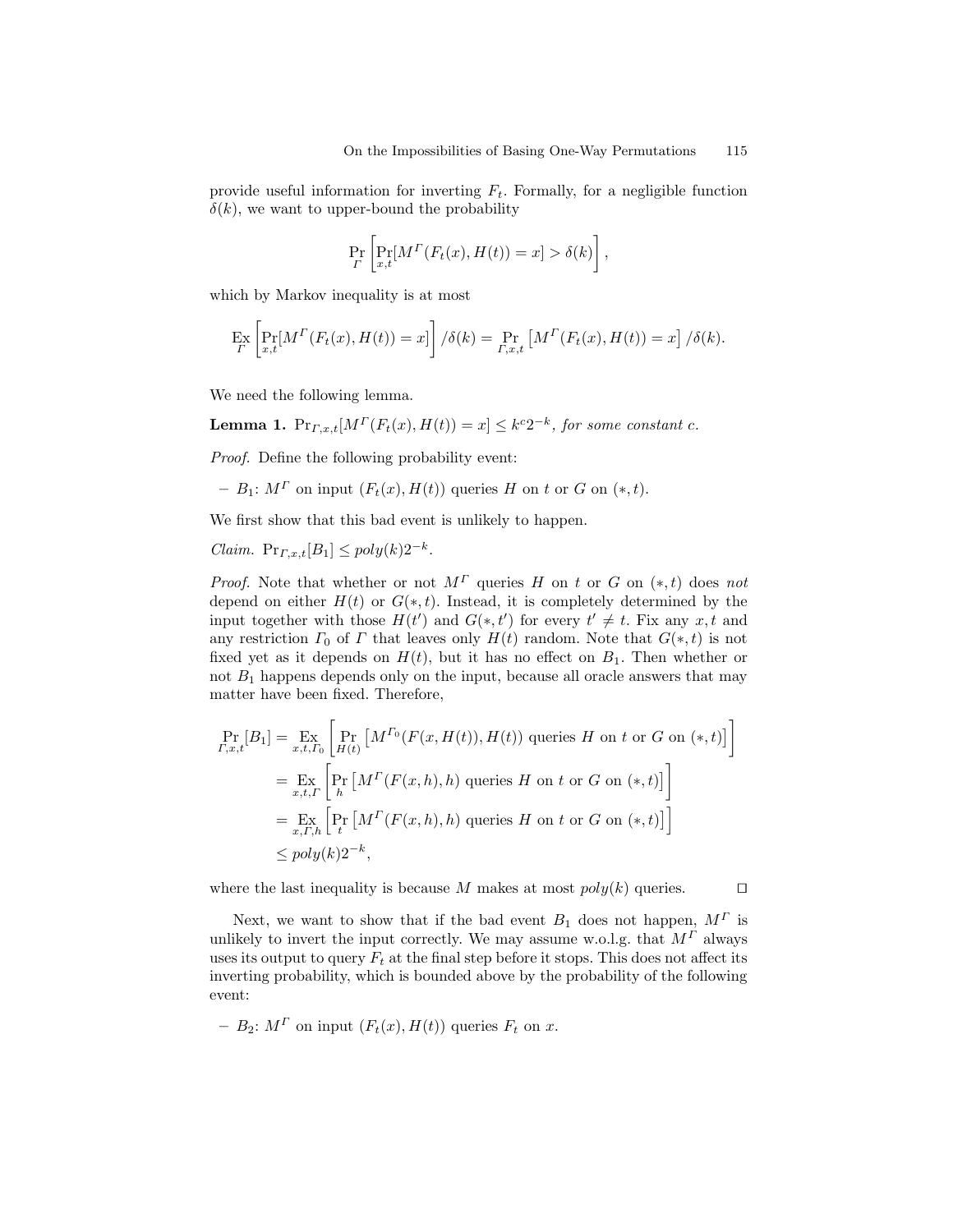provide useful information for inverting $F_t$. Formally, for a negligible function $\delta(k)$, we want to upper-bound the probability

$$\Pr_{\Gamma}\left[\Pr_{x,t}[M^{\Gamma}(F_t(x), H(t)) = x] > \delta(k)\right],$$

which by Markov inequality is at most

$$\operatorname*{Ex}_{\Gamma}\left[\Pr_{x,t}[M^{\Gamma}(F_t(x), H(t)) = x]\right]/\delta(k) = \Pr_{\Gamma,x,t}\left[M^{\Gamma}(F_t(x), H(t)) = x\right]/\delta(k).$$

We need the following lemma.

**Lemma 1.** *$\Pr_{\Gamma,x,t}[M^{\Gamma}(F_t(x), H(t)) = x] \leq k^c 2^{-k}$, for some constant $c$.*

*Proof.* Define the following probability event:

- $B_1$: $M^{\Gamma}$ on input $(F_t(x), H(t))$ queries $H$ on $t$ or $G$ on $(*, t)$.

We first show that this bad event is unlikely to happen.

*Claim.* $\Pr_{\Gamma,x,t}[B_1] \leq poly(k)2^{-k}$.

*Proof.* Note that whether or not $M^{\Gamma}$ queries $H$ on $t$ or $G$ on $(*, t)$ does *not* depend on either $H(t)$ or $G(*, t)$. Instead, it is completely determined by the input together with those $H(t')$ and $G(*, t')$ for every $t' \neq t$. Fix any $x, t$ and any restriction $\Gamma_0$ of $\Gamma$ that leaves only $H(t)$ random. Note that $G(*, t)$ is not fixed yet as it depends on $H(t)$, but it has no effect on $B_1$. Then whether or not $B_1$ happens depends only on the input, because all oracle answers that may matter have been fixed. Therefore,

$$\begin{aligned}
\Pr_{\Gamma,x,t}[B_1] &= \operatorname*{Ex}_{x,t,\Gamma_0}\left[\Pr_{H(t)}\left[M^{\Gamma_0}(F(x, H(t)), H(t)) \text{ queries } H \text{ on } t \text{ or } G \text{ on } (*, t)\right]\right] \\
&= \operatorname*{Ex}_{x,t,\Gamma}\left[\Pr_{h}\left[M^{\Gamma}(F(x, h), h) \text{ queries } H \text{ on } t \text{ or } G \text{ on } (*, t)\right]\right] \\
&= \operatorname*{Ex}_{x,\Gamma,h}\left[\Pr_{t}\left[M^{\Gamma}(F(x, h), h) \text{ queries } H \text{ on } t \text{ or } G \text{ on } (*, t)\right]\right] \\
&\leq poly(k)2^{-k},
\end{aligned}$$

where the last inequality is because $M$ makes at most $poly(k)$ queries. $\square$

Next, we want to show that if the bad event $B_1$ does not happen, $M^{\Gamma}$ is unlikely to invert the input correctly. We may assume w.o.l.g. that $M^{\Gamma}$ always uses its output to query $F_t$ at the final step before it stops. This does not affect its inverting probability, which is bounded above by the probability of the following event:

- $B_2$: $M^{\Gamma}$ on input $(F_t(x), H(t))$ queries $F_t$ on $x$.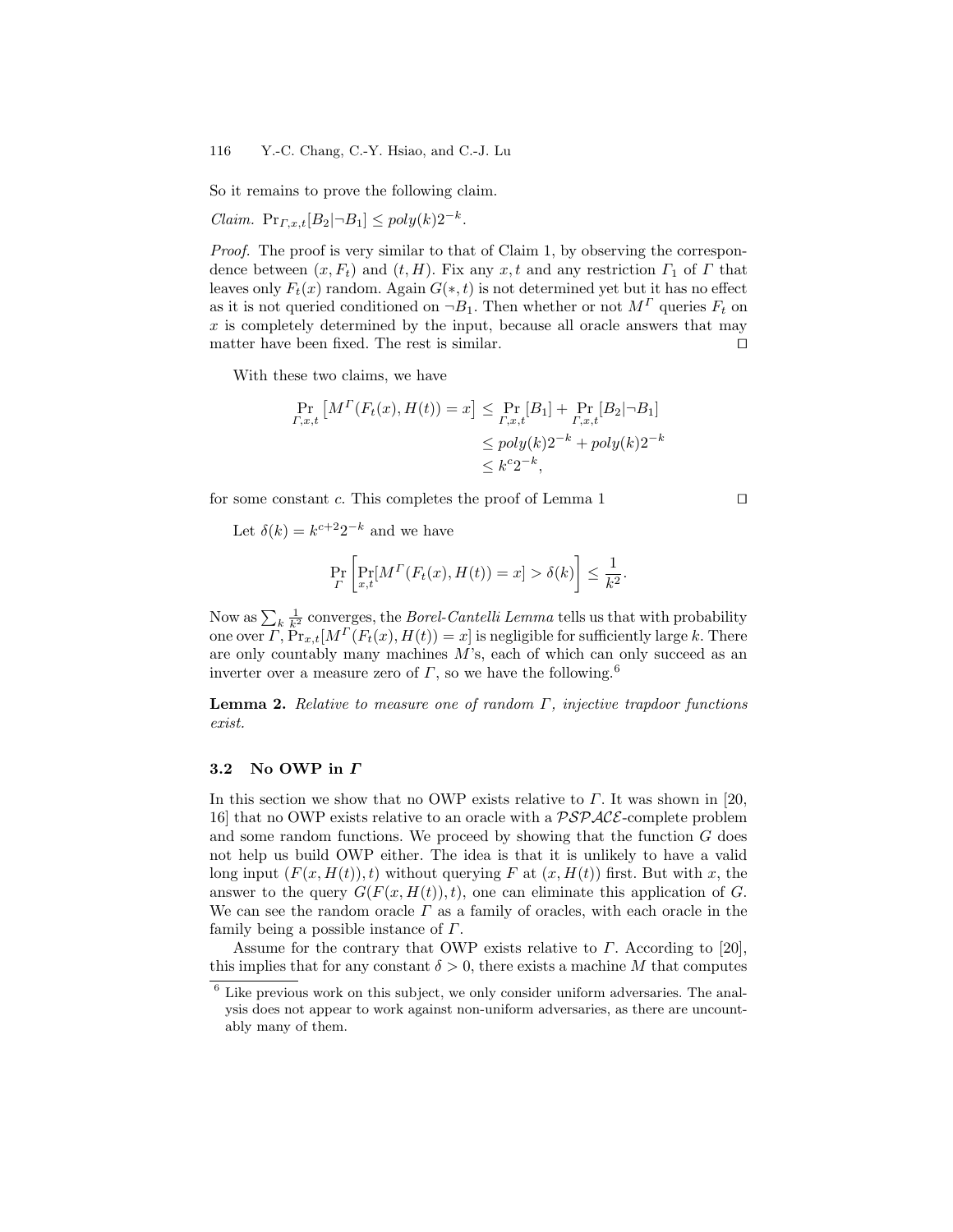So it remains to prove the following claim.

*Claim.* $\Pr_{\Gamma,x,t}[B_2|\neg B_1] \leq poly(k)2^{-k}$.

*Proof.* The proof is very similar to that of Claim 1, by observing the correspondence between $(x, F_t)$ and $(t, H)$. Fix any $x, t$ and any restriction $\Gamma_1$ of $\Gamma$ that leaves only $F_t(x)$ random. Again $G(*, t)$ is not determined yet but it has no effect as it is not queried conditioned on $\neg B_1$. Then whether or not $M^\Gamma$ queries $F_t$ on $x$ is completely determined by the input, because all oracle answers that may matter have been fixed. The rest is similar. □

With these two claims, we have

$$\begin{aligned}
\Pr_{\Gamma,x,t}\left[M^\Gamma(F_t(x), H(t)) = x\right] &\leq \Pr_{\Gamma,x,t}[B_1] + \Pr_{\Gamma,x,t}[B_2|\neg B_1] \\
&\leq poly(k)2^{-k} + poly(k)2^{-k} \\
&\leq k^c 2^{-k},
\end{aligned}$$

for some constant $c$. This completes the proof of Lemma 1 □

Let $\delta(k) = k^{c+2}2^{-k}$ and we have

$$\Pr_\Gamma\left[\Pr_{x,t}[M^\Gamma(F_t(x), H(t)) = x] > \delta(k)\right] \leq \frac{1}{k^2}.$$

Now as $\sum_k \frac{1}{k^2}$ converges, the *Borel-Cantelli Lemma* tells us that with probability one over $\Gamma$, $\Pr_{x,t}[M^\Gamma(F_t(x), H(t)) = x]$ is negligible for sufficiently large $k$. There are only countably many machines $M$'s, each of which can only succeed as an inverter over a measure zero of $\Gamma$, so we have the following.[6]

**Lemma 2.** *Relative to measure one of random $\Gamma$, injective trapdoor functions exist.*

### 3.2 No OWP in $\Gamma$

In this section we show that no OWP exists relative to $\Gamma$. It was shown in [20, 16] that no OWP exists relative to an oracle with a $\mathcal{PSPACE}$-complete problem and some random functions. We proceed by showing that the function $G$ does not help us build OWP either. The idea is that it is unlikely to have a valid long input $(F(x, H(t)), t)$ without querying $F$ at $(x, H(t))$ first. But with $x$, the answer to the query $G(F(x, H(t)), t)$, one can eliminate this application of $G$. We can see the random oracle $\Gamma$ as a family of oracles, with each oracle in the family being a possible instance of $\Gamma$.

Assume for the contrary that OWP exists relative to $\Gamma$. According to [20], this implies that for any constant $\delta > 0$, there exists a machine $M$ that computes

[6] Like previous work on this subject, we only consider uniform adversaries. The analysis does not appear to work against non-uniform adversaries, as there are uncountably many of them.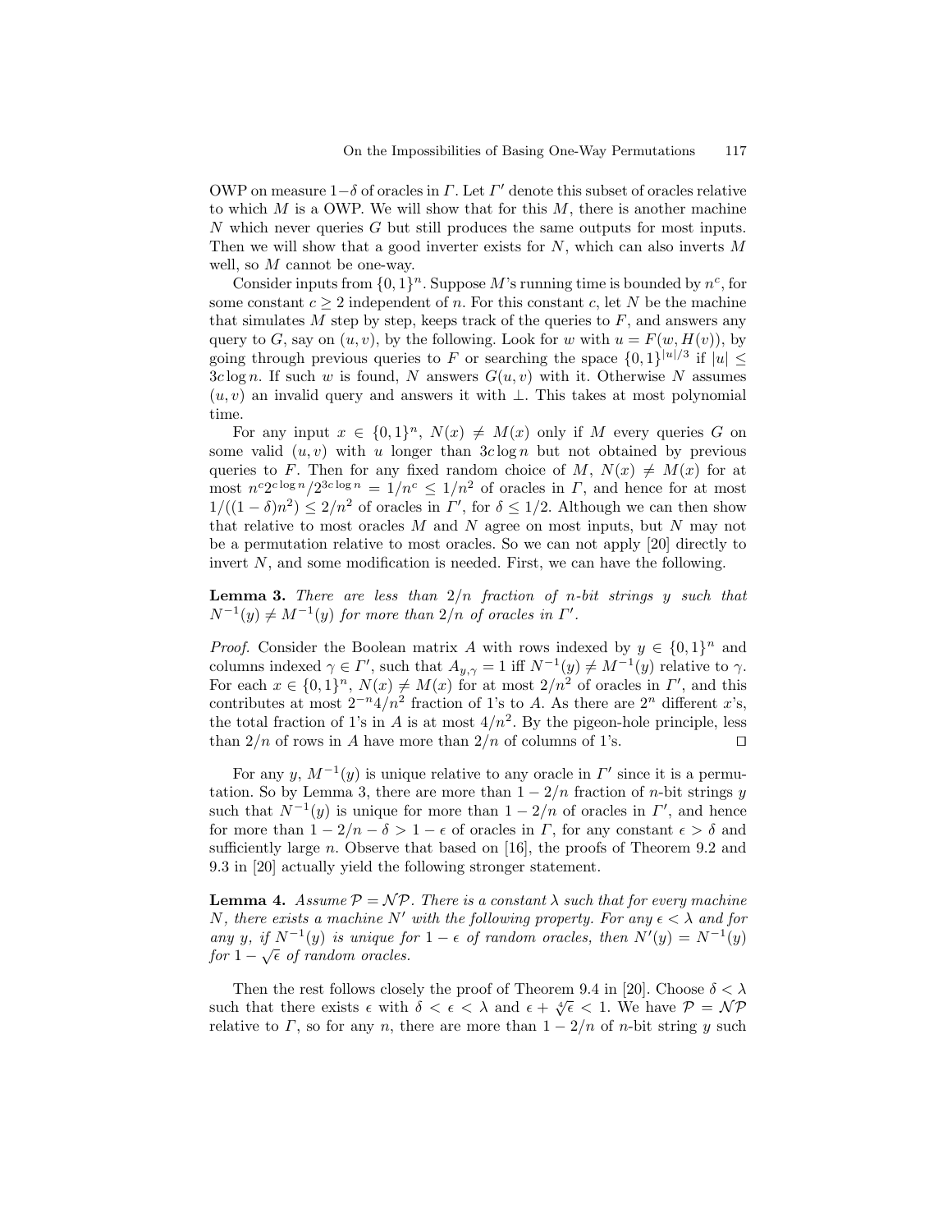OWP on measure $1-\delta$ of oracles in $\Gamma$. Let $\Gamma'$ denote this subset of oracles relative to which $M$ is a OWP. We will show that for this $M$, there is another machine $N$ which never queries $G$ but still produces the same outputs for most inputs. Then we will show that a good inverter exists for $N$, which can also inverts $M$ well, so $M$ cannot be one-way.

Consider inputs from $\{0,1\}^n$. Suppose $M$'s running time is bounded by $n^c$, for some constant $c \geq 2$ independent of $n$. For this constant $c$, let $N$ be the machine that simulates $M$ step by step, keeps track of the queries to $F$, and answers any query to $G$, say on $(u,v)$, by the following. Look for $w$ with $u = F(w, H(v))$, by going through previous queries to $F$ or searching the space $\{0,1\}^{|u|/3}$ if $|u| \leq 3c\log n$. If such $w$ is found, $N$ answers $G(u,v)$ with it. Otherwise $N$ assumes $(u,v)$ an invalid query and answers it with $\perp$. This takes at most polynomial time.

For any input $x \in \{0,1\}^n$, $N(x) \neq M(x)$ only if $M$ every queries $G$ on some valid $(u,v)$ with $u$ longer than $3c\log n$ but not obtained by previous queries to $F$. Then for any fixed random choice of $M$, $N(x) \neq M(x)$ for at most $n^c 2^{c\log n}/2^{3c\log n} = 1/n^c \leq 1/n^2$ of oracles in $\Gamma$, and hence for at most $1/((1-\delta)n^2) \leq 2/n^2$ of oracles in $\Gamma'$, for $\delta \leq 1/2$. Although we can then show that relative to most oracles $M$ and $N$ agree on most inputs, but $N$ may not be a permutation relative to most oracles. So we can not apply [20] directly to invert $N$, and some modification is needed. First, we can have the following.

**Lemma 3.** *There are less than $2/n$ fraction of $n$-bit strings $y$ such that $N^{-1}(y) \neq M^{-1}(y)$ for more than $2/n$ of oracles in $\Gamma'$.*

*Proof.* Consider the Boolean matrix $A$ with rows indexed by $y \in \{0,1\}^n$ and columns indexed $\gamma \in \Gamma'$, such that $A_{y,\gamma} = 1$ iff $N^{-1}(y) \neq M^{-1}(y)$ relative to $\gamma$. For each $x \in \{0,1\}^n$, $N(x) \neq M(x)$ for at most $2/n^2$ of oracles in $\Gamma'$, and this contributes at most $2^{-n}4/n^2$ fraction of 1's to $A$. As there are $2^n$ different $x$'s, the total fraction of 1's in $A$ is at most $4/n^2$. By the pigeon-hole principle, less than $2/n$ of rows in $A$ have more than $2/n$ of columns of 1's. ⊓⊔

For any $y$, $M^{-1}(y)$ is unique relative to any oracle in $\Gamma'$ since it is a permutation. So by Lemma 3, there are more than $1-2/n$ fraction of $n$-bit strings $y$ such that $N^{-1}(y)$ is unique for more than $1-2/n$ of oracles in $\Gamma'$, and hence for more than $1-2/n-\delta > 1-\epsilon$ of oracles in $\Gamma$, for any constant $\epsilon > \delta$ and sufficiently large $n$. Observe that based on [16], the proofs of Theorem 9.2 and 9.3 in [20] actually yield the following stronger statement.

**Lemma 4.** *Assume $\mathcal{P} = \mathcal{NP}$. There is a constant $\lambda$ such that for every machine $N$, there exists a machine $N'$ with the following property. For any $\epsilon < \lambda$ and for any $y$, if $N^{-1}(y)$ is unique for $1-\epsilon$ of random oracles, then $N'(y) = N^{-1}(y)$ for $1-\sqrt{\epsilon}$ of random oracles.*

Then the rest follows closely the proof of Theorem 9.4 in [20]. Choose $\delta < \lambda$ such that there exists $\epsilon$ with $\delta < \epsilon < \lambda$ and $\epsilon + \sqrt[4]{\epsilon} < 1$. We have $\mathcal{P} = \mathcal{NP}$ relative to $\Gamma$, so for any $n$, there are more than $1-2/n$ of $n$-bit string $y$ such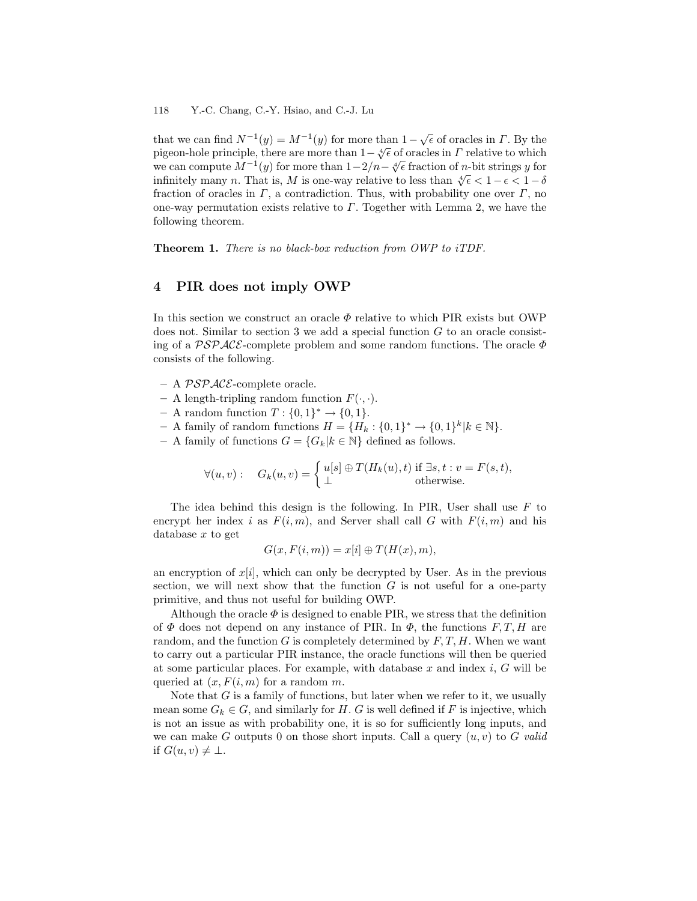that we can find $N^{-1}(y) = M^{-1}(y)$ for more than $1 - \sqrt{\epsilon}$ of oracles in $\Gamma$. By the pigeon-hole principle, there are more than $1 - \sqrt[4]{\epsilon}$ of oracles in $\Gamma$ relative to which we can compute $M^{-1}(y)$ for more than $1 - 2/n - \sqrt[4]{\epsilon}$ fraction of $n$-bit strings $y$ for infinitely many $n$. That is, $M$ is one-way relative to less than $\sqrt[4]{\epsilon} < 1 - \epsilon < 1 - \delta$ fraction of oracles in $\Gamma$, a contradiction. Thus, with probability one over $\Gamma$, no one-way permutation exists relative to $\Gamma$. Together with Lemma 2, we have the following theorem.

**Theorem 1.** *There is no black-box reduction from OWP to iTDF.*

## 4 PIR does not imply OWP

In this section we construct an oracle $\Phi$ relative to which PIR exists but OWP does not. Similar to section 3 we add a special function $G$ to an oracle consisting of a $\mathcal{PSPACE}$-complete problem and some random functions. The oracle $\Phi$ consists of the following.

- A $\mathcal{PSPACE}$-complete oracle.
- A length-tripling random function $F(\cdot, \cdot)$.
- A random function $T : \{0,1\}^* \to \{0,1\}$.
- A family of random functions $H = \{H_k : \{0,1\}^* \to \{0,1\}^k | k \in \mathbb{N}\}$.
- A family of functions $G = \{G_k | k \in \mathbb{N}\}$ defined as follows.

$$\forall (u, v): \quad G_k(u, v) = \begin{cases} u[s] \oplus T(H_k(u), t) & \text{if } \exists s, t : v = F(s, t), \\ \bot & \text{otherwise.} \end{cases}$$

The idea behind this design is the following. In PIR, User shall use $F$ to encrypt her index $i$ as $F(i, m)$, and Server shall call $G$ with $F(i, m)$ and his database $x$ to get

$$G(x, F(i, m)) = x[i] \oplus T(H(x), m),$$

an encryption of $x[i]$, which can only be decrypted by User. As in the previous section, we will next show that the function $G$ is not useful for a one-party primitive, and thus not useful for building OWP.

Although the oracle $\Phi$ is designed to enable PIR, we stress that the definition of $\Phi$ does not depend on any instance of PIR. In $\Phi$, the functions $F, T, H$ are random, and the function $G$ is completely determined by $F, T, H$. When we want to carry out a particular PIR instance, the oracle functions will then be queried at some particular places. For example, with database $x$ and index $i$, $G$ will be queried at $(x, F(i, m))$ for a random $m$.

Note that $G$ is a family of functions, but later when we refer to it, we usually mean some $G_k \in G$, and similarly for $H$. $G$ is well defined if $F$ is injective, which is not an issue as with probability one, it is so for sufficiently long inputs, and we can make $G$ outputs 0 on those short inputs. Call a query $(u, v)$ to $G$ *valid* if $G(u, v) \neq \bot$.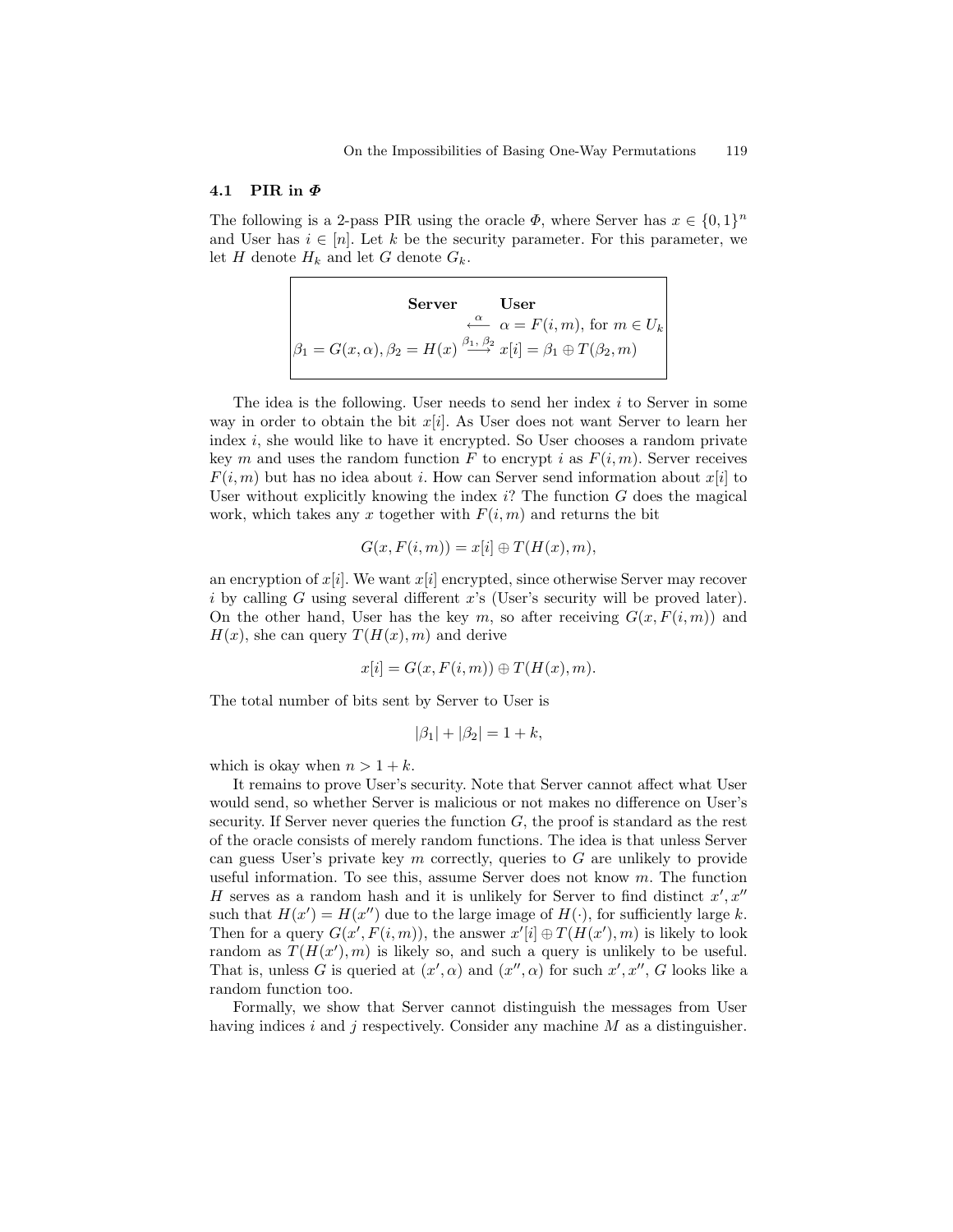### 4.1 PIR in $\Phi$

The following is a 2-pass PIR using the oracle $\Phi$, where Server has $x \in \{0,1\}^n$ and User has $i \in [n]$. Let $k$ be the security parameter. For this parameter, we let $H$ denote $H_k$ and let $G$ denote $G_k$.

$$\begin{array}{rcl} \textbf{Server} & & \textbf{User} \\ & \overset{\alpha}{\longleftarrow} & \alpha = F(i,m), \text{ for } m \in U_k \\ \beta_1 = G(x,\alpha), \beta_2 = H(x) & \overset{\beta_1,\,\beta_2}{\longrightarrow} & x[i] = \beta_1 \oplus T(\beta_2, m) \end{array}$$

The idea is the following. User needs to send her index $i$ to Server in some way in order to obtain the bit $x[i]$. As User does not want Server to learn her index $i$, she would like to have it encrypted. So User chooses a random private key $m$ and uses the random function $F$ to encrypt $i$ as $F(i,m)$. Server receives $F(i,m)$ but has no idea about $i$. How can Server send information about $x[i]$ to User without explicitly knowing the index $i$? The function $G$ does the magical work, which takes any $x$ together with $F(i,m)$ and returns the bit

$$G(x, F(i,m)) = x[i] \oplus T(H(x), m),$$

an encryption of $x[i]$. We want $x[i]$ encrypted, since otherwise Server may recover $i$ by calling $G$ using several different $x$'s (User's security will be proved later). On the other hand, User has the key $m$, so after receiving $G(x, F(i,m))$ and $H(x)$, she can query $T(H(x), m)$ and derive

$$x[i] = G(x, F(i,m)) \oplus T(H(x), m).$$

The total number of bits sent by Server to User is

$$|\beta_1| + |\beta_2| = 1 + k,$$

which is okay when $n > 1 + k$.

It remains to prove User's security. Note that Server cannot affect what User would send, so whether Server is malicious or not makes no difference on User's security. If Server never queries the function $G$, the proof is standard as the rest of the oracle consists of merely random functions. The idea is that unless Server can guess User's private key $m$ correctly, queries to $G$ are unlikely to provide useful information. To see this, assume Server does not know $m$. The function $H$ serves as a random hash and it is unlikely for Server to find distinct $x', x''$ such that $H(x') = H(x'')$ due to the large image of $H(\cdot)$, for sufficiently large $k$. Then for a query $G(x', F(i,m))$, the answer $x'[i] \oplus T(H(x'), m)$ is likely to look random as $T(H(x'), m)$ is likely so, and such a query is unlikely to be useful. That is, unless $G$ is queried at $(x', \alpha)$ and $(x'', \alpha)$ for such $x', x''$, $G$ looks like a random function too.

Formally, we show that Server cannot distinguish the messages from User having indices $i$ and $j$ respectively. Consider any machine $M$ as a distinguisher.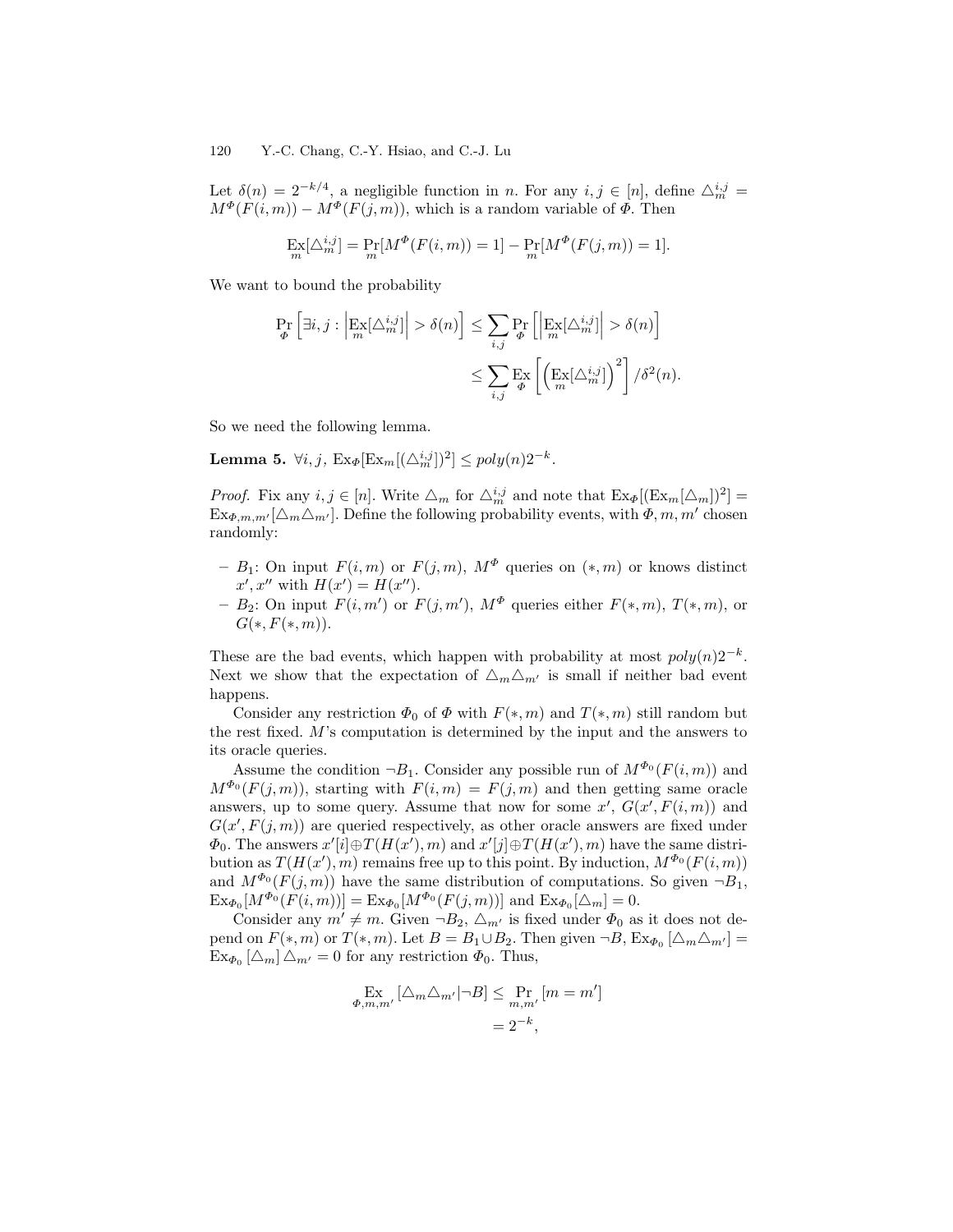Let $\delta(n) = 2^{-k/4}$, a negligible function in $n$. For any $i, j \in [n]$, define $\triangle_m^{i,j} = M^{\Phi}(F(i,m)) - M^{\Phi}(F(j,m))$, which is a random variable of $\Phi$. Then

$$\operatorname*{Ex}_m[\triangle_m^{i,j}] = \Pr_m[M^{\Phi}(F(i,m)) = 1] - \Pr_m[M^{\Phi}(F(j,m)) = 1].$$

We want to bound the probability

$$\Pr_{\Phi}\left[\exists i,j : \left|\operatorname*{Ex}_m[\triangle_m^{i,j}]\right| > \delta(n)\right] \leq \sum_{i,j} \Pr_{\Phi}\left[\left|\operatorname*{Ex}_m[\triangle_m^{i,j}]\right| > \delta(n)\right]$$
$$\leq \sum_{i,j} \operatorname*{Ex}_{\Phi}\left[\left(\operatorname*{Ex}_m[\triangle_m^{i,j}]\right)^2\right] / \delta^2(n).$$

So we need the following lemma.

**Lemma 5.** $\forall i,j,\ \mathrm{Ex}_{\Phi}[\mathrm{Ex}_m[(\triangle_m^{i,j}])^2] \leq poly(n)2^{-k}$.

*Proof.* Fix any $i, j \in [n]$. Write $\triangle_m$ for $\triangle_m^{i,j}$ and note that $\mathrm{Ex}_{\Phi}[(\mathrm{Ex}_m[\triangle_m])^2] = \mathrm{Ex}_{\Phi,m,m'}[\triangle_m \triangle_{m'}]$. Define the following probability events, with $\Phi, m, m'$ chosen randomly:

- $B_1$: On input $F(i,m)$ or $F(j,m)$, $M^{\Phi}$ queries on $(*, m)$ or knows distinct $x', x''$ with $H(x') = H(x'')$.
- $B_2$: On input $F(i,m')$ or $F(j,m')$, $M^{\Phi}$ queries either $F(*,m)$, $T(*,m)$, or $G(*, F(*,m))$.

These are the bad events, which happen with probability at most $poly(n)2^{-k}$. Next we show that the expectation of $\triangle_m \triangle_{m'}$ is small if neither bad event happens.

Consider any restriction $\Phi_0$ of $\Phi$ with $F(*,m)$ and $T(*,m)$ still random but the rest fixed. $M$'s computation is determined by the input and the answers to its oracle queries.

Assume the condition $\neg B_1$. Consider any possible run of $M^{\Phi_0}(F(i,m))$ and $M^{\Phi_0}(F(j,m))$, starting with $F(i,m) = F(j,m)$ and then getting same oracle answers, up to some query. Assume that now for some $x'$, $G(x', F(i,m))$ and $G(x', F(j,m))$ are queried respectively, as other oracle answers are fixed under $\Phi_0$. The answers $x'[i] \oplus T(H(x'), m)$ and $x'[j] \oplus T(H(x'), m)$ have the same distribution as $T(H(x'), m)$ remains free up to this point. By induction, $M^{\Phi_0}(F(i,m))$ and $M^{\Phi_0}(F(j,m))$ have the same distribution of computations. So given $\neg B_1$, $\mathrm{Ex}_{\Phi_0}[M^{\Phi_0}(F(i,m))] = \mathrm{Ex}_{\Phi_0}[M^{\Phi_0}(F(j,m))]$ and $\mathrm{Ex}_{\Phi_0}[\triangle_m] = 0$.

Consider any $m' \neq m$. Given $\neg B_2$, $\triangle_{m'}$ is fixed under $\Phi_0$ as it does not depend on $F(*,m)$ or $T(*,m)$. Let $B = B_1 \cup B_2$. Then given $\neg B$, $\mathrm{Ex}_{\Phi_0}[\triangle_m \triangle_{m'}] = \mathrm{Ex}_{\Phi_0}[\triangle_m] \triangle_{m'} = 0$ for any restriction $\Phi_0$. Thus,

$$\operatorname*{Ex}_{\Phi,m,m'}[\triangle_m \triangle_{m'} | \neg B] \leq \Pr_{m,m'}[m = m']$$
$$= 2^{-k},$$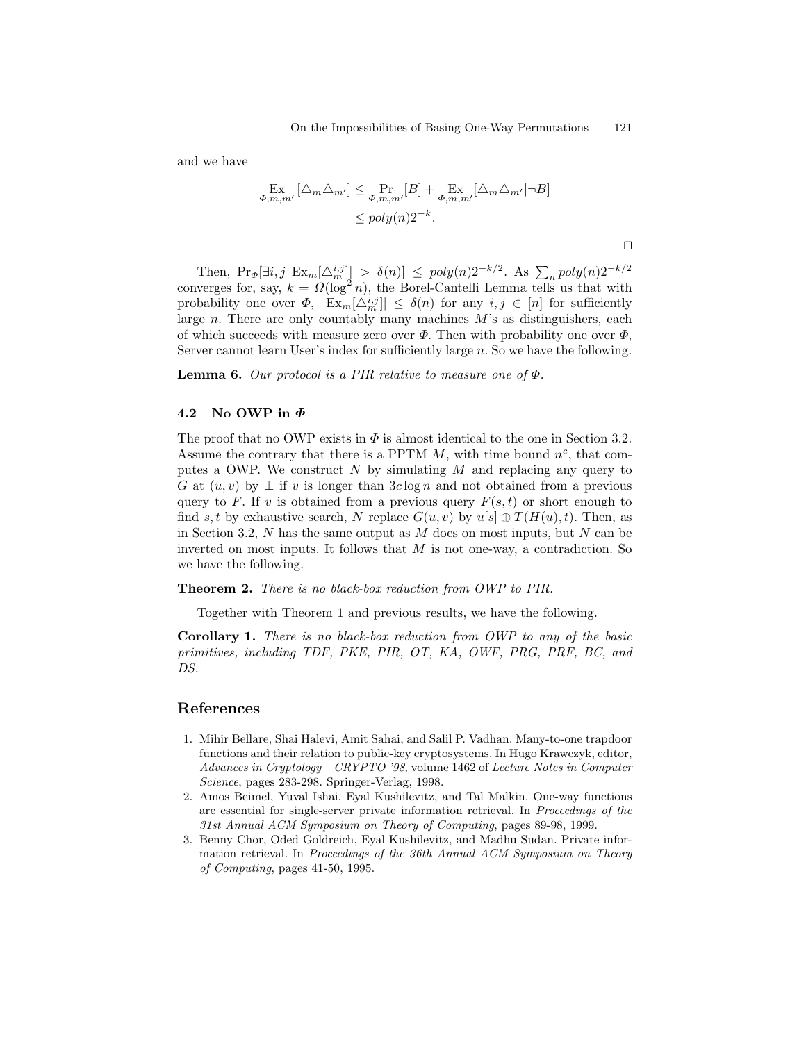and we have

$$\underset{\Phi,m,m'}{\mathrm{Ex}}[\triangle_m \triangle_{m'}] \leq \underset{\Phi,m,m'}{\Pr}[B] + \underset{\Phi,m,m'}{\mathrm{Ex}}[\triangle_m \triangle_{m'} | \neg B]$$
$$\leq poly(n) 2^{-k}.$$

□

Then, $\Pr_{\Phi}[\exists i, j | \mathrm{Ex}_m[\triangle_m^{i,j}]| > \delta(n)] \leq poly(n)2^{-k/2}$. As $\sum_n poly(n)2^{-k/2}$ converges for, say, $k = \Omega(\log^2 n)$, the Borel-Cantelli Lemma tells us that with probability one over $\Phi$, $|\mathrm{Ex}_m[\triangle_m^{i,j}]| \leq \delta(n)$ for any $i, j \in [n]$ for sufficiently large $n$. There are only countably many machines $M$'s as distinguishers, each of which succeeds with measure zero over $\Phi$. Then with probability one over $\Phi$, Server cannot learn User's index for sufficiently large $n$. So we have the following.

**Lemma 6.** *Our protocol is a PIR relative to measure one of $\Phi$.*

### 4.2 No OWP in $\Phi$

The proof that no OWP exists in $\Phi$ is almost identical to the one in Section 3.2. Assume the contrary that there is a PPTM $M$, with time bound $n^c$, that computes a OWP. We construct $N$ by simulating $M$ and replacing any query to $G$ at $(u, v)$ by $\perp$ if $v$ is longer than $3c \log n$ and not obtained from a previous query to $F$. If $v$ is obtained from a previous query $F(s, t)$ or short enough to find $s, t$ by exhaustive search, $N$ replace $G(u, v)$ by $u[s] \oplus T(H(u), t)$. Then, as in Section 3.2, $N$ has the same output as $M$ does on most inputs, but $N$ can be inverted on most inputs. It follows that $M$ is not one-way, a contradiction. So we have the following.

**Theorem 2.** *There is no black-box reduction from OWP to PIR.*

Together with Theorem 1 and previous results, we have the following.

**Corollary 1.** *There is no black-box reduction from OWP to any of the basic primitives, including TDF, PKE, PIR, OT, KA, OWF, PRG, PRF, BC, and DS.*

## References

1. Mihir Bellare, Shai Halevi, Amit Sahai, and Salil P. Vadhan. Many-to-one trapdoor functions and their relation to public-key cryptosystems. In Hugo Krawczyk, editor, *Advances in Cryptology—CRYPTO '98*, volume 1462 of *Lecture Notes in Computer Science*, pages 283-298. Springer-Verlag, 1998.
2. Amos Beimel, Yuval Ishai, Eyal Kushilevitz, and Tal Malkin. One-way functions are essential for single-server private information retrieval. In *Proceedings of the 31st Annual ACM Symposium on Theory of Computing*, pages 89-98, 1999.
3. Benny Chor, Oded Goldreich, Eyal Kushilevitz, and Madhu Sudan. Private information retrieval. In *Proceedings of the 36th Annual ACM Symposium on Theory of Computing*, pages 41-50, 1995.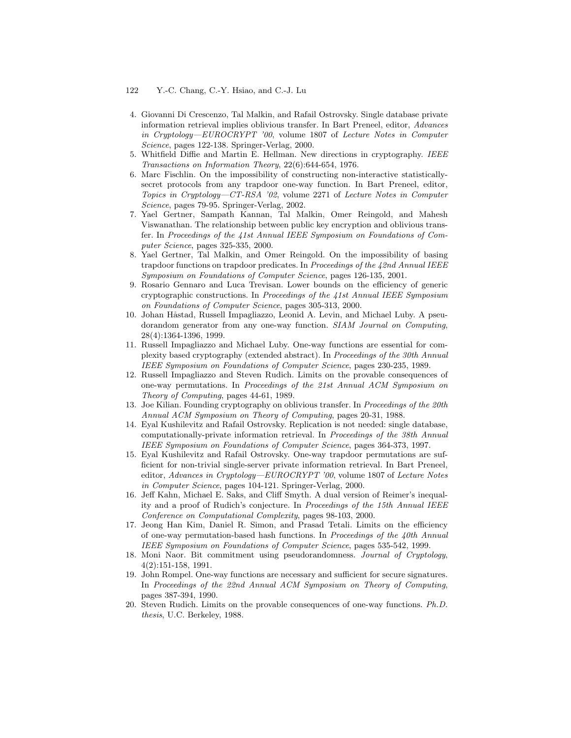4. Giovanni Di Crescenzo, Tal Malkin, and Rafail Ostrovsky. Single database private information retrieval implies oblivious transfer. In Bart Preneel, editor, *Advances in Cryptology—EUROCRYPT '00*, volume 1807 of *Lecture Notes in Computer Science*, pages 122-138. Springer-Verlag, 2000.
5. Whitfield Diffie and Martin E. Hellman. New directions in cryptography. *IEEE Transactions on Information Theory*, 22(6):644-654, 1976.
6. Marc Fischlin. On the impossibility of constructing non-interactive statistically-secret protocols from any trapdoor one-way function. In Bart Preneel, editor, *Topics in Cryptology—CT-RSA '02*, volume 2271 of *Lecture Notes in Computer Science*, pages 79-95. Springer-Verlag, 2002.
7. Yael Gertner, Sampath Kannan, Tal Malkin, Omer Reingold, and Mahesh Viswanathan. The relationship between public key encryption and oblivious transfer. In *Proceedings of the 41st Annual IEEE Symposium on Foundations of Computer Science*, pages 325-335, 2000.
8. Yael Gertner, Tal Malkin, and Omer Reingold. On the impossibility of basing trapdoor functions on trapdoor predicates. In *Proceedings of the 42nd Annual IEEE Symposium on Foundations of Computer Science*, pages 126-135, 2001.
9. Rosario Gennaro and Luca Trevisan. Lower bounds on the efficiency of generic cryptographic constructions. In *Proceedings of the 41st Annual IEEE Symposium on Foundations of Computer Science*, pages 305-313, 2000.
10. Johan Håstad, Russell Impagliazzo, Leonid A. Levin, and Michael Luby. A pseudorandom generator from any one-way function. *SIAM Journal on Computing*, 28(4):1364-1396, 1999.
11. Russell Impagliazzo and Michael Luby. One-way functions are essential for complexity based cryptography (extended abstract). In *Proceedings of the 30th Annual IEEE Symposium on Foundations of Computer Science*, pages 230-235, 1989.
12. Russell Impagliazzo and Steven Rudich. Limits on the provable consequences of one-way permutations. In *Proceedings of the 21st Annual ACM Symposium on Theory of Computing*, pages 44-61, 1989.
13. Joe Kilian. Founding cryptography on oblivious transfer. In *Proceedings of the 20th Annual ACM Symposium on Theory of Computing*, pages 20-31, 1988.
14. Eyal Kushilevitz and Rafail Ostrovsky. Replication is not needed: single database, computationally-private information retrieval. In *Proceedings of the 38th Annual IEEE Symposium on Foundations of Computer Science*, pages 364-373, 1997.
15. Eyal Kushilevitz and Rafail Ostrovsky. One-way trapdoor permutations are sufficient for non-trivial single-server private information retrieval. In Bart Preneel, editor, *Advances in Cryptology—EUROCRYPT '00*, volume 1807 of *Lecture Notes in Computer Science*, pages 104-121. Springer-Verlag, 2000.
16. Jeff Kahn, Michael E. Saks, and Cliff Smyth. A dual version of Reimer's inequality and a proof of Rudich's conjecture. In *Proceedings of the 15th Annual IEEE Conference on Computational Complexity*, pages 98-103, 2000.
17. Jeong Han Kim, Daniel R. Simon, and Prasad Tetali. Limits on the efficiency of one-way permutation-based hash functions. In *Proceedings of the 40th Annual IEEE Symposium on Foundations of Computer Science*, pages 535-542, 1999.
18. Moni Naor. Bit commitment using pseudorandomness. *Journal of Cryptology*, 4(2):151-158, 1991.
19. John Rompel. One-way functions are necessary and sufficient for secure signatures. In *Proceedings of the 22nd Annual ACM Symposium on Theory of Computing*, pages 387-394, 1990.
20. Steven Rudich. Limits on the provable consequences of one-way functions. *Ph.D. thesis*, U.C. Berkeley, 1988.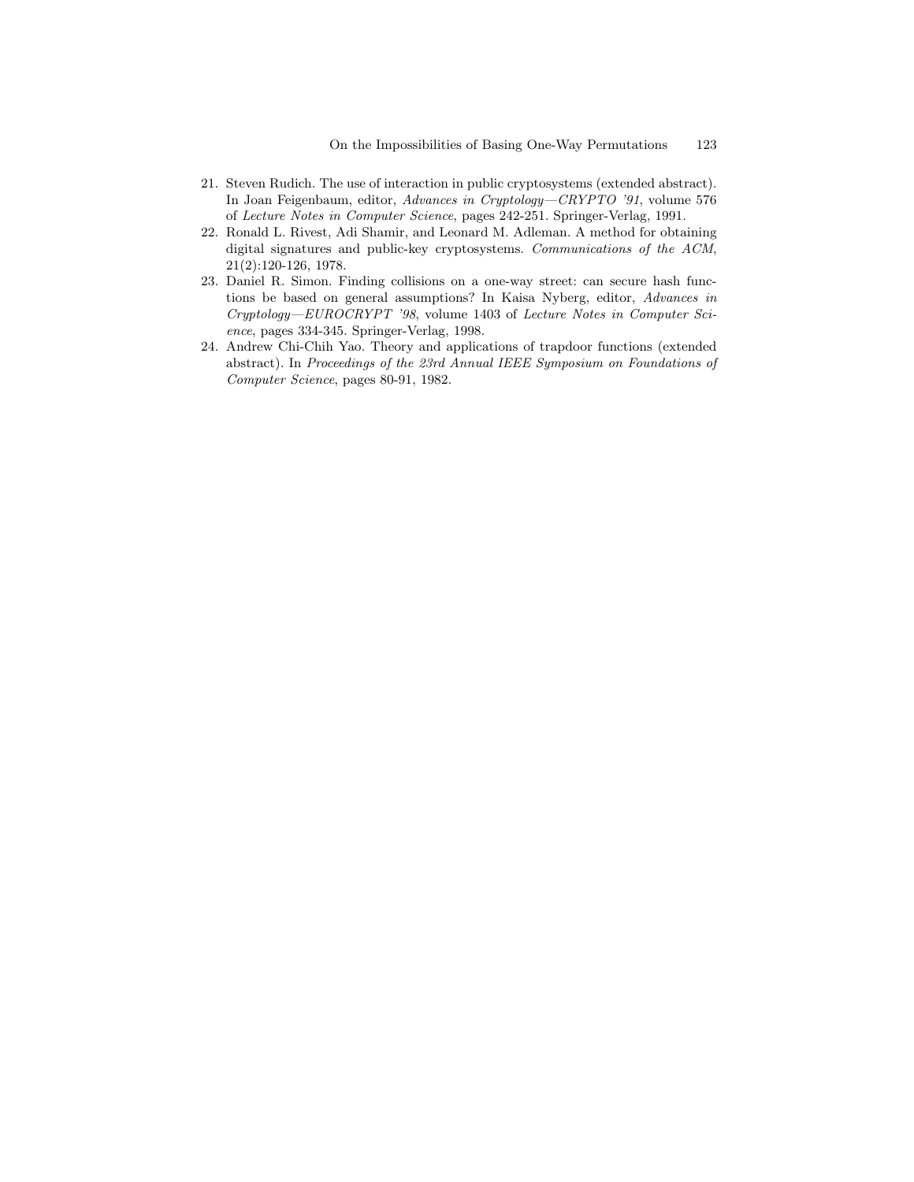21. Steven Rudich. The use of interaction in public cryptosystems (extended abstract). In Joan Feigenbaum, editor, *Advances in Cryptology—CRYPTO '91*, volume 576 of *Lecture Notes in Computer Science*, pages 242-251. Springer-Verlag, 1991.
22. Ronald L. Rivest, Adi Shamir, and Leonard M. Adleman. A method for obtaining digital signatures and public-key cryptosystems. *Communications of the ACM*, 21(2):120-126, 1978.
23. Daniel R. Simon. Finding collisions on a one-way street: can secure hash functions be based on general assumptions? In Kaisa Nyberg, editor, *Advances in Cryptology—EUROCRYPT '98*, volume 1403 of *Lecture Notes in Computer Science*, pages 334-345. Springer-Verlag, 1998.
24. Andrew Chi-Chih Yao. Theory and applications of trapdoor functions (extended abstract). In *Proceedings of the 23rd Annual IEEE Symposium on Foundations of Computer Science*, pages 80-91, 1982.